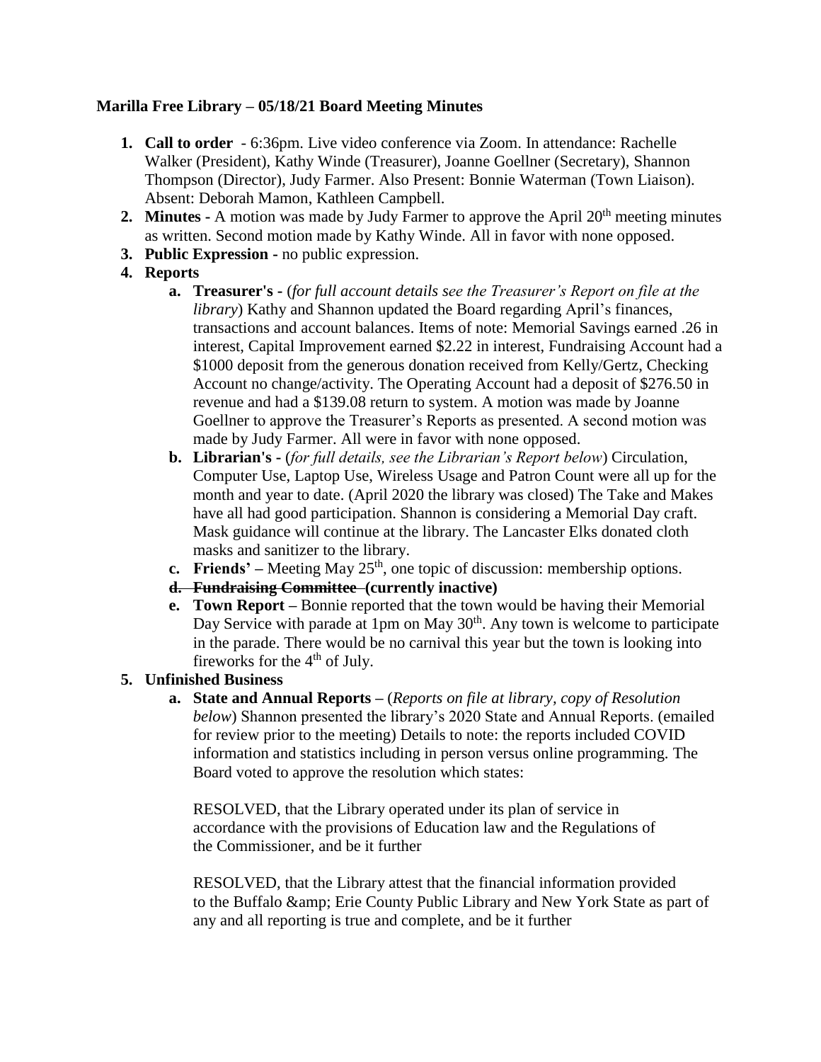**Marilla Free Library – 05/18/21 Board Meeting Minutes**

1. **Call to order** - 6:36pm. Live video conference via Zoom. In attendance: Rachelle Walker (President), Kathy Winde (Treasurer), Joanne Goellner (Secretary), Shannon Thompson (Director), Judy Farmer. Also Present: Bonnie Waterman (Town Liaison). Absent: Deborah Mamon, Kathleen Campbell.
2. **Minutes -** A motion was made by Judy Farmer to approve the April 20th meeting minutes as written. Second motion made by Kathy Winde. All in favor with none opposed.
3. **Public Expression -** no public expression.
4. **Reports**
   a. **Treasurer's -** (*for full account details see the Treasurer's Report on file at the library*) Kathy and Shannon updated the Board regarding April's finances, transactions and account balances. Items of note: Memorial Savings earned .26 in interest, Capital Improvement earned $2.22 in interest, Fundraising Account had a $1000 deposit from the generous donation received from Kelly/Gertz, Checking Account no change/activity. The Operating Account had a deposit of $276.50 in revenue and had a $139.08 return to system. A motion was made by Joanne Goellner to approve the Treasurer's Reports as presented. A second motion was made by Judy Farmer. All were in favor with none opposed.
   b. **Librarian's -** (*for full details, see the Librarian's Report below*) Circulation, Computer Use, Laptop Use, Wireless Usage and Patron Count were all up for the month and year to date. (April 2020 the library was closed) The Take and Makes have all had good participation. Shannon is considering a Memorial Day craft. Mask guidance will continue at the library. The Lancaster Elks donated cloth masks and sanitizer to the library.
   c. **Friends' –** Meeting May 25th, one topic of discussion: membership options.
   d. ~~**Fundraising Committee**~~ **(currently inactive)**
   e. **Town Report –** Bonnie reported that the town would be having their Memorial Day Service with parade at 1pm on May 30th. Any town is welcome to participate in the parade. There would be no carnival this year but the town is looking into fireworks for the 4th of July.
5. **Unfinished Business**
   a. **State and Annual Reports –** (*Reports on file at library, copy of Resolution below*) Shannon presented the library's 2020 State and Annual Reports. (emailed for review prior to the meeting) Details to note: the reports included COVID information and statistics including in person versus online programming. The Board voted to approve the resolution which states:

      RESOLVED, that the Library operated under its plan of service in accordance with the provisions of Education law and the Regulations of the Commissioner, and be it further

      RESOLVED, that the Library attest that the financial information provided to the Buffalo &amp; Erie County Public Library and New York State as part of any and all reporting is true and complete, and be it further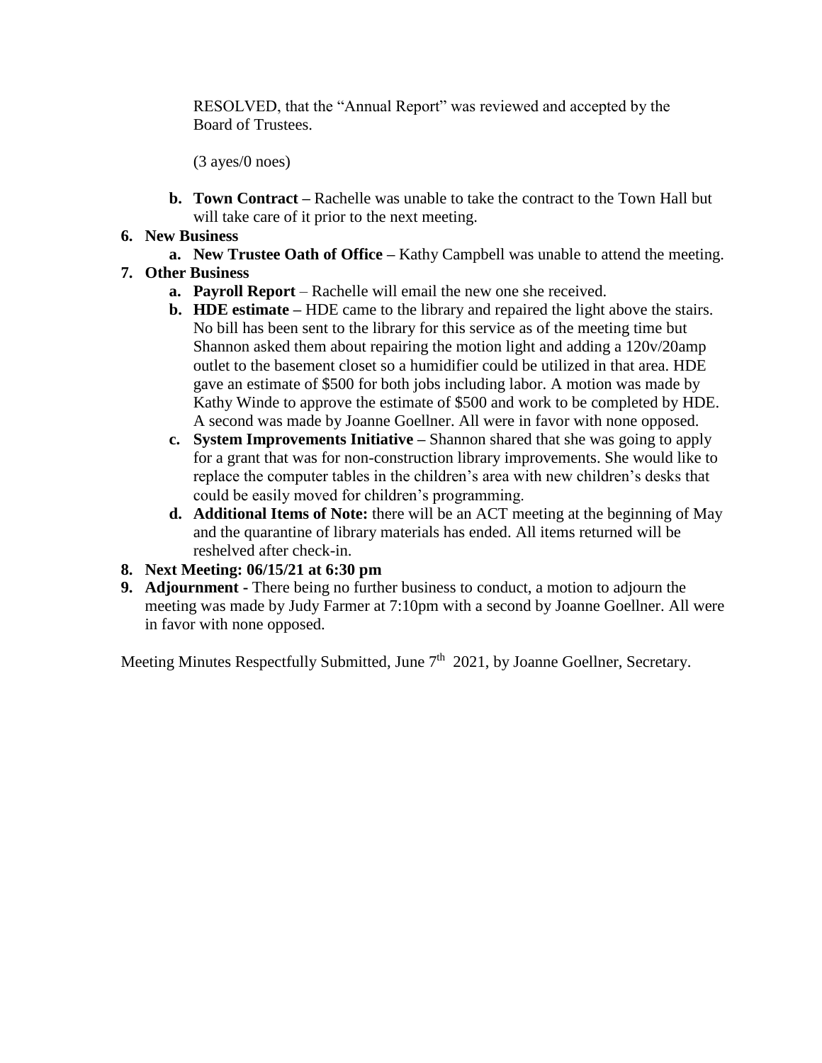RESOLVED, that the "Annual Report" was reviewed and accepted by the Board of Trustees.

(3 ayes/0 noes)

   b. **Town Contract –** Rachelle was unable to take the contract to the Town Hall but will take care of it prior to the next meeting.

6. **New Business**
   a. **New Trustee Oath of Office –** Kathy Campbell was unable to attend the meeting.
7. **Other Business**
   a. **Payroll Report** – Rachelle will email the new one she received.
   b. **HDE estimate –** HDE came to the library and repaired the light above the stairs. No bill has been sent to the library for this service as of the meeting time but Shannon asked them about repairing the motion light and adding a 120v/20amp outlet to the basement closet so a humidifier could be utilized in that area. HDE gave an estimate of $500 for both jobs including labor. A motion was made by Kathy Winde to approve the estimate of $500 and work to be completed by HDE. A second was made by Joanne Goellner. All were in favor with none opposed.
   c. **System Improvements Initiative –** Shannon shared that she was going to apply for a grant that was for non-construction library improvements. She would like to replace the computer tables in the children's area with new children's desks that could be easily moved for children's programming.
   d. **Additional Items of Note:** there will be an ACT meeting at the beginning of May and the quarantine of library materials has ended. All items returned will be reshelved after check-in.
8. **Next Meeting: 06/15/21 at 6:30 pm**
9. **Adjournment -** There being no further business to conduct, a motion to adjourn the meeting was made by Judy Farmer at 7:10pm with a second by Joanne Goellner. All were in favor with none opposed.

Meeting Minutes Respectfully Submitted, June 7th 2021, by Joanne Goellner, Secretary.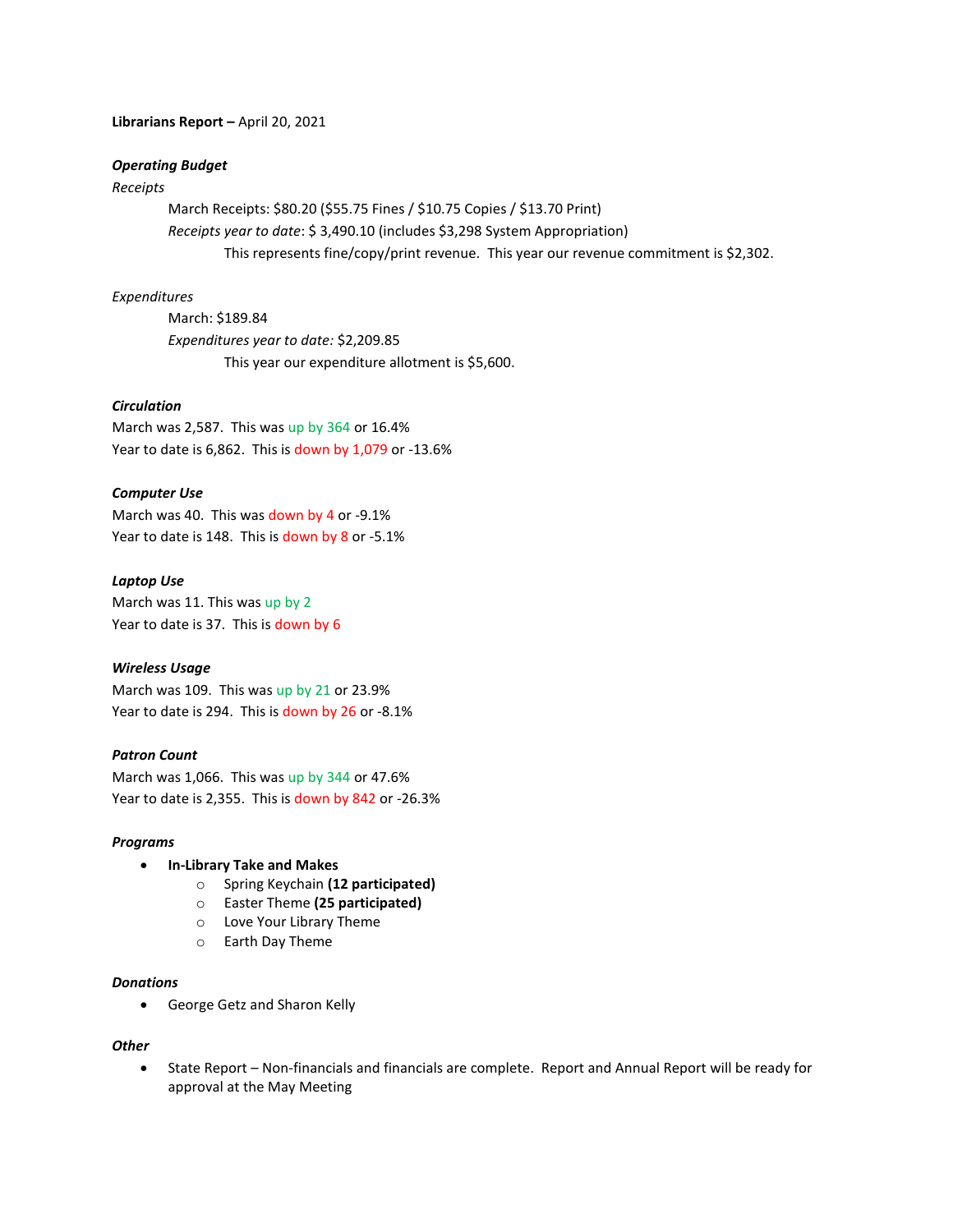**Librarians Report –** April 20, 2021

***Operating Budget***

*Receipts*

March Receipts: $80.20 ($55.75 Fines / $10.75 Copies / $13.70 Print)

*Receipts year to date*: $ 3,490.10 (includes $3,298 System Appropriation)

This represents fine/copy/print revenue. This year our revenue commitment is $2,302.

*Expenditures*

March: $189.84

*Expenditures year to date:* $2,209.85

This year our expenditure allotment is $5,600.

***Circulation***

March was 2,587. This was up by 364 or 16.4%

Year to date is 6,862. This is down by 1,079 or -13.6%

***Computer Use***

March was 40. This was down by 4 or -9.1%

Year to date is 148. This is down by 8 or -5.1%

***Laptop Use***

March was 11. This was up by 2

Year to date is 37. This is down by 6

***Wireless Usage***

March was 109. This was up by 21 or 23.9%

Year to date is 294. This is down by 26 or -8.1%

***Patron Count***

March was 1,066. This was up by 344 or 47.6%

Year to date is 2,355. This is down by 842 or -26.3%

***Programs***

- **In-Library Take and Makes**
  - Spring Keychain **(12 participated)**
  - Easter Theme **(25 participated)**
  - Love Your Library Theme
  - Earth Day Theme

***Donations***

- George Getz and Sharon Kelly

***Other***

- State Report – Non-financials and financials are complete. Report and Annual Report will be ready for approval at the May Meeting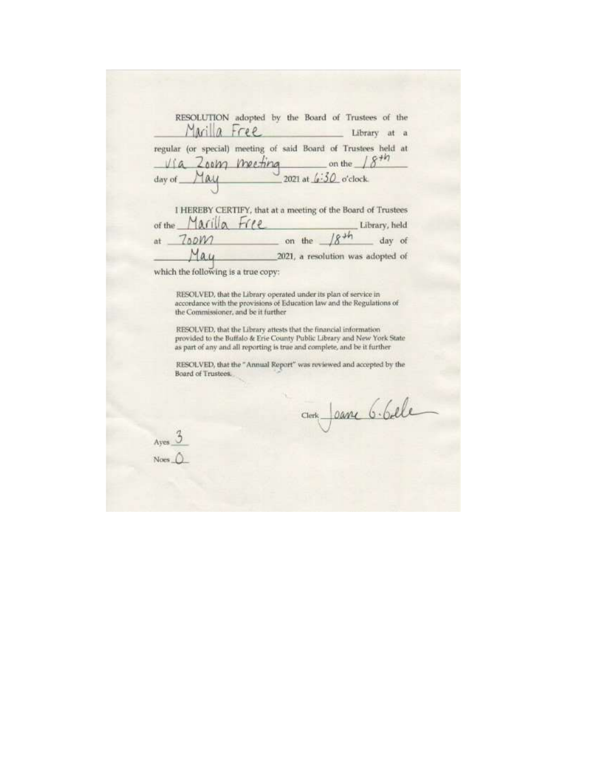RESOLUTION adopted by the Board of Trustees of the Marilla Free Library at a regular (or special) meeting of said Board of Trustees held at via Zoom meeting on the 18th day of May 2021 at 6:30 o'clock.

I HEREBY CERTIFY, that at a meeting of the Board of Trustees of the Marilla Free Library, held at Zoom on the 18th day of May 2021, a resolution was adopted of which the following is a true copy:

RESOLVED, that the Library operated under its plan of service in accordance with the provisions of Education law and the Regulations of the Commissioner, and be it further

RESOLVED, that the Library attests that the financial information provided to the Buffalo & Erie County Public Library and New York State as part of any and all reporting is true and complete, and be it further

RESOLVED, that the "Annual Report" was reviewed and accepted by the Board of Trustees.

Clerk Joane G. Gelle

Ayes 3

Noes 0